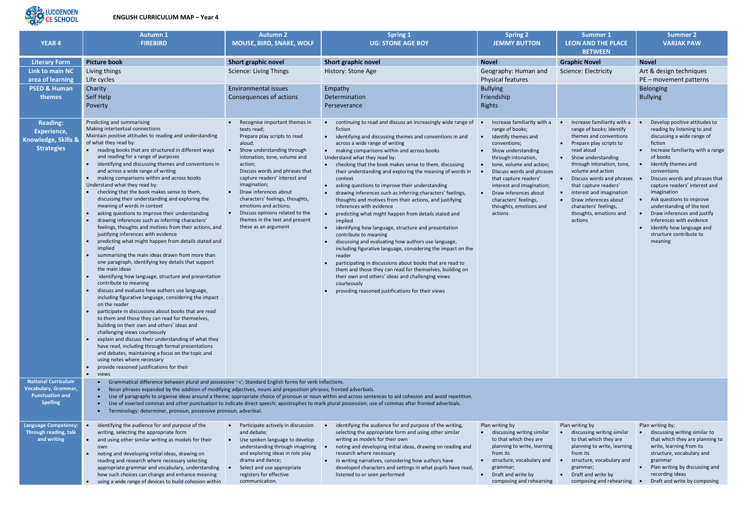# ENGLISH CURRICULUM MAP – Year 4

LUDDENDEN CE SCHOOL

| YEAR 4 | Autumn 1<br>FIREBIRD | Autumn 2<br>MOUSE, BIRD, SNAKE, WOLF | Spring 1<br>UG: STONE AGE BOY | Spring 2<br>JEMMY BUTTON | Summer 1<br>LEON AND THE PLACE BETWEEN | Summer 2<br>VARJAK PAW |
|---|---|---|---|---|---|---|
| **Literary Form** | **Picture book** | **Short graphic novel** | **Short graphic novel** | **Novel** | **Graphic Novel** | **Novel** |
| **Link to main NC area of learning** | Living things<br>Life cycles | Science: Living Things | History: Stone Age | Geography: Human and Physical features | Science: Electricity | Art & design techniques<br>PE – movement patterns |
| **PSED & Human themes** | Charity<br>Self Help<br>Poverty | Environmental issues<br>Consequences of actions | Empathy<br>Determination<br>Perseverance | Bullying<br>Friendship<br>Rights | | Belonging<br>Bullying |
| **Reading: Experience, Knowledge, Skills & Strategies** | Predicting and summarising<br>Making intertextual connections<br>Maintain positive attitudes to reading and understanding of what they read by:<br>• reading books that are structured in different ways and reading for a range of purposes<br>• identifying and discussing themes and conventions in and across a wide range of writing<br>• making comparisons within and across books<br>Understand what they read by:<br>• checking that the book makes sense to them, discussing their understanding and exploring the meaning of words in context<br>• asking questions to improve their understanding<br>• drawing inferences such as inferring characters' feelings, thoughts and motives from their actions, and justifying inferences with evidence<br>• predicting what might happen from details stated and implied<br>• summarising the main ideas drawn from more than one paragraph, identifying key details that support the main ideas<br>• identifying how language, structure and presentation contribute to meaning<br>• discuss and evaluate how authors use language, including figurative language, considering the impact on the reader<br>• participate in discussions about books that are read to them and those they can read for themselves, building on their own and others' ideas and challenging views courteously<br>• explain and discuss their understanding of what they have read, including through formal presentations and debates, maintaining a focus on the topic and using notes where necessary<br>• provide reasoned justifications for their<br>• views | • Recognise important themes in texts read;<br>Prepare play scripts to read aloud;<br>• Show understanding through intonation, tone, volume and action;<br>Discuss words and phrases that capture readers' interest and imagination;<br>• Draw inferences about characters' feelings, thoughts, emotions and actions;<br>• Discuss opinions related to the themes in the text and present these as an argument | • continuing to read and discuss an increasingly wide range of fiction<br>• identifying and discussing themes and conventions in and across a wide range of writing<br>• making comparisons within and across books<br>Understand what they read by:<br>• checking that the book makes sense to them, discussing their understanding and exploring the meaning of words in context<br>• asking questions to improve their understanding<br>• drawing inferences such as inferring characters' feelings, thoughts and motives from their actions, and justifying inferences with evidence<br>• predicting what might happen from details stated and implied<br>• identifying how language, structure and presentation contribute to meaning<br>• discussing and evaluating how authors use language, including figurative language, considering the impact on the reader<br>• participating in discussions about books that are read to them and those they can read for themselves, building on their own and others' ideas and challenging views courteously<br>• providing reasoned justifications for their views | • Increase familiarity with a range of books;<br>• Identify themes and conventions;<br>• Show understanding through intonation,<br>• tone, volume and action;<br>• Discuss words and phrases that capture readers' interest and imagination;<br>• Draw inferences about characters' feelings, thoughts, emotions and actions. | • Increase familiarity with a range of books; Identify themes and conventions<br>• Prepare play scripts to read aloud<br>• Show understanding through intonation, tone, volume and action<br>• Discuss words and phrases that capture readers'<br>• interest and imagination<br>• Draw inferences about characters' feelings, thoughts, emotions and actions | • Develop positive attitudes to reading by listening to and discussing a wide range of fiction<br>• Increase familiarity with a range of books<br>• Identify themes and conventions<br>• Discuss words and phrases that capture readers' interest and imagination<br>• Ask questions to improve understanding of the text<br>• Draw inferences and justify inferences with evidence<br>• Identify how language and structure contribute to meaning |
| **National Curriculum Vocabulary, Grammar, Punctuation and Spelling** | • Grammatical difference between plural and possessive '-s'; Standard English forms for verb inflections.<br>• Noun phrases expanded by the addition of modifying adjectives, nouns and preposition phrases; fronted adverbials.<br>• Use of paragraphs to organise ideas around a theme; appropriate choice of pronoun or noun within and across sentences to aid cohesion and avoid repetition.<br>• Use of inverted commas and other punctuation to indicate direct speech; apostrophes to mark plural possession; use of commas after fronted adverbials.<br>• Terminology: determiner, pronoun, possessive pronoun, adverbial. | | | | | |
| **Language Competency: Through reading, talk and writing** | • identifying the audience for and purpose of the writing, selecting the appropriate form<br>• and using other similar writing as models for their own<br>• noting and developing initial ideas, drawing on reading and research where necessary selecting appropriate grammar and vocabulary, understanding how such choices can change and enhance meaning<br>• using a wide range of devices to build cohesion within | • Participate actively in discussion and debate;<br>• Use spoken language to develop understanding through imagining and exploring ideas in role play drama and dance;<br>• Select and use appropriate registers for effective communication. | • identifying the audience for and purpose of the writing, selecting the appropriate form and using other similar writing as models for their own<br>• noting and developing initial ideas, drawing on reading and research where necessary<br>• in writing narratives, considering how authors have developed characters and settings in what pupils have read, listened to or seen performed | Plan writing by<br>• discussing writing similar to that which they are planning to write, learning from its<br>• structure, vocabulary and grammar;<br>• Draft and write by composing and rehearsing | Plan writing by<br>• discussing writing similar to that which they are planning to write, learning from its<br>• structure, vocabulary and grammar;<br>• Draft and write by composing and rehearsing | Plan writing by;<br>• discussing writing similar to that which they are planning to write, learning from its structure, vocabulary and grammar<br>• Plan writing by discussing and recording ideas<br>• Draft and write by composing |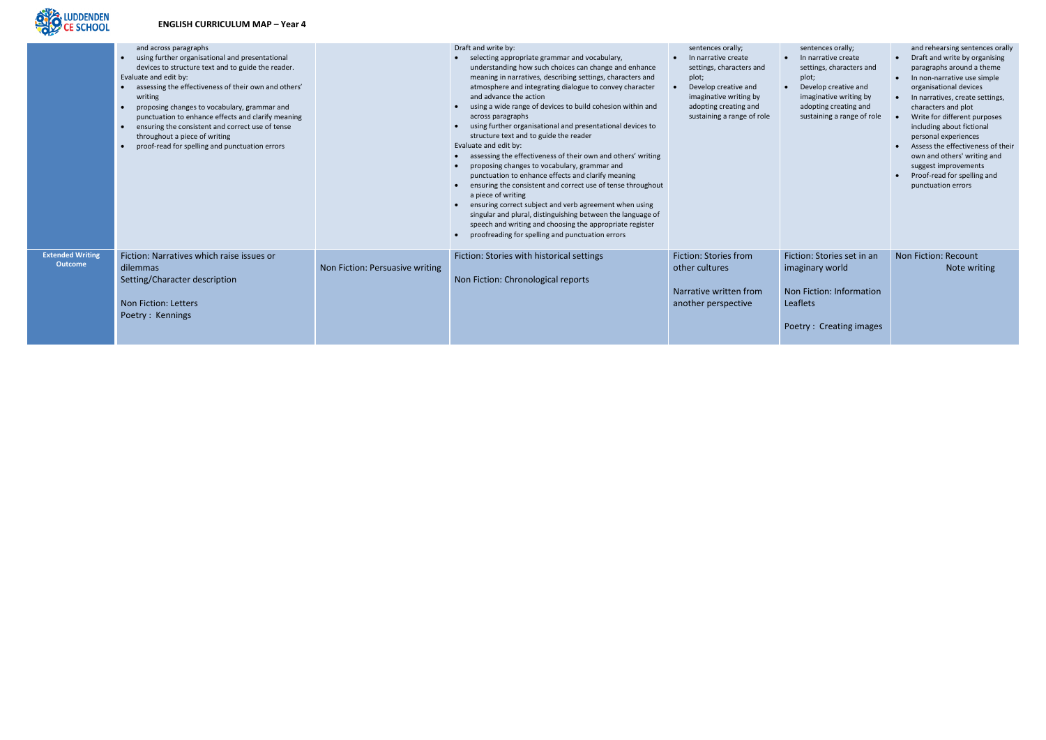## ENGLISH CURRICULUM MAP – Year 4

| | | | | | | |
|---|---|---|---|---|---|---|
| | and across paragraphs<br>• using further organisational and presentational devices to structure text and to guide the reader.<br>Evaluate and edit by:<br>• assessing the effectiveness of their own and others' writing<br>• proposing changes to vocabulary, grammar and punctuation to enhance effects and clarify meaning<br>• ensuring the consistent and correct use of tense throughout a piece of writing<br>• proof-read for spelling and punctuation errors | | Draft and write by:<br>• selecting appropriate grammar and vocabulary, understanding how such choices can change and enhance meaning in narratives, describing settings, characters and atmosphere and integrating dialogue to convey character and advance the action<br>• using a wide range of devices to build cohesion within and across paragraphs<br>• using further organisational and presentational devices to structure text and to guide the reader<br>Evaluate and edit by:<br>• assessing the effectiveness of their own and others' writing<br>• proposing changes to vocabulary, grammar and punctuation to enhance effects and clarify meaning<br>• ensuring the consistent and correct use of tense throughout a piece of writing<br>• ensuring correct subject and verb agreement when using singular and plural, distinguishing between the language of speech and writing and choosing the appropriate register<br>• proofreading for spelling and punctuation errors | sentences orally;<br>• In narrative create settings, characters and plot;<br>• Develop creative and imaginative writing by adopting creating and sustaining a range of role | sentences orally;<br>• In narrative create settings, characters and plot;<br>• Develop creative and imaginative writing by adopting creating and sustaining a range of role | and rehearsing sentences orally<br>• Draft and write by organising paragraphs around a theme<br>• In non-narrative use simple organisational devices<br>• In narratives, create settings, characters and plot<br>• Write for different purposes including about fictional personal experiences<br>• Assess the effectiveness of their own and others' writing and suggest improvements<br>• Proof-read for spelling and punctuation errors |
| **Extended Writing Outcome** | Fiction: Narratives which raise issues or dilemmas<br>Setting/Character description<br><br>Non Fiction: Letters<br>Poetry : Kennings | Non Fiction: Persuasive writing | Fiction: Stories with historical settings<br><br>Non Fiction: Chronological reports | Fiction: Stories from other cultures<br><br>Narrative written from another perspective | Fiction: Stories set in an imaginary world<br><br>Non Fiction: Information Leaflets<br><br>Poetry : Creating images | Non Fiction: Recount<br>Note writing |